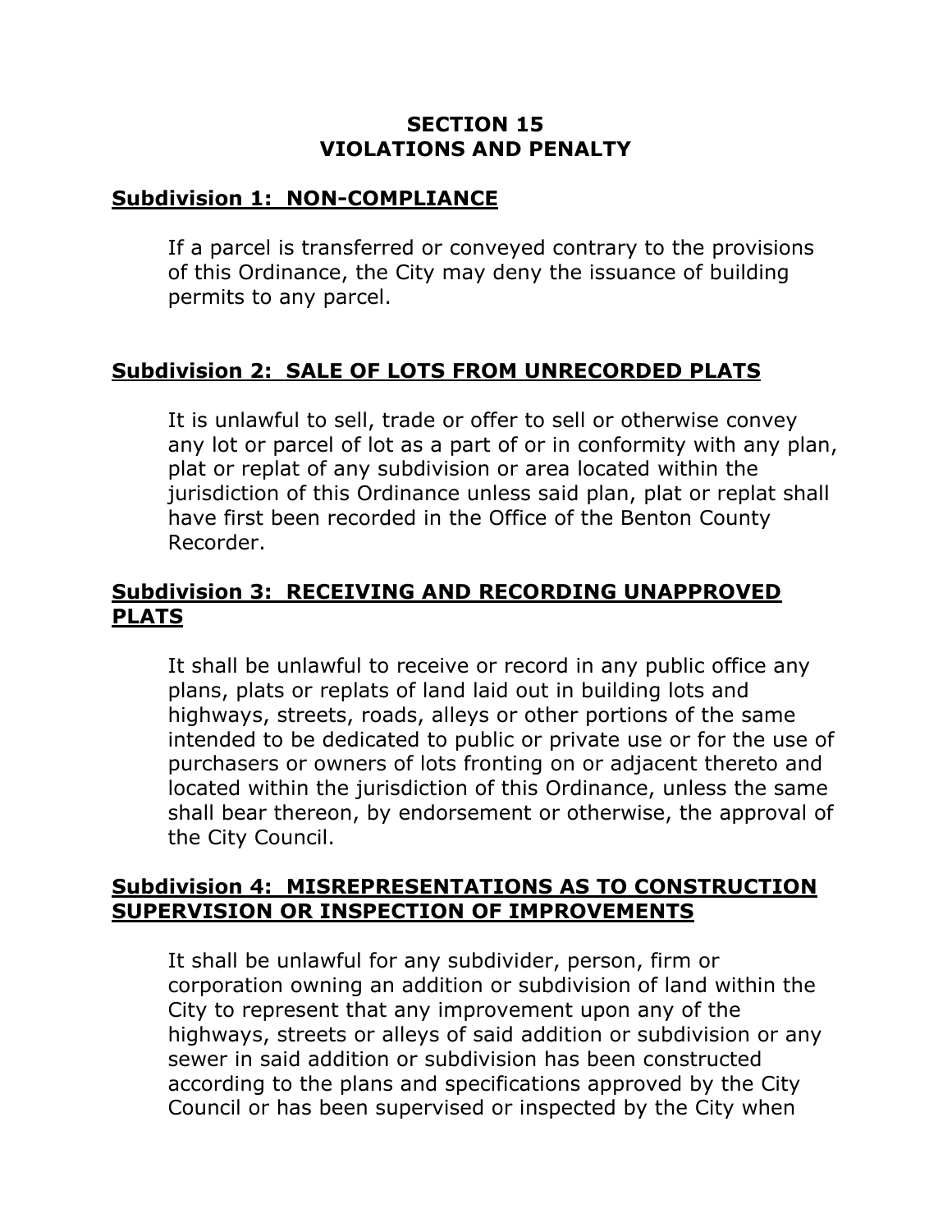# SECTION 15
# VIOLATIONS AND PENALTY

## Subdivision 1: NON-COMPLIANCE

If a parcel is transferred or conveyed contrary to the provisions of this Ordinance, the City may deny the issuance of building permits to any parcel.

## Subdivision 2: SALE OF LOTS FROM UNRECORDED PLATS

It is unlawful to sell, trade or offer to sell or otherwise convey any lot or parcel of lot as a part of or in conformity with any plan, plat or replat of any subdivision or area located within the jurisdiction of this Ordinance unless said plan, plat or replat shall have first been recorded in the Office of the Benton County Recorder.

## Subdivision 3: RECEIVING AND RECORDING UNAPPROVED PLATS

It shall be unlawful to receive or record in any public office any plans, plats or replats of land laid out in building lots and highways, streets, roads, alleys or other portions of the same intended to be dedicated to public or private use or for the use of purchasers or owners of lots fronting on or adjacent thereto and located within the jurisdiction of this Ordinance, unless the same shall bear thereon, by endorsement or otherwise, the approval of the City Council.

## Subdivision 4: MISREPRESENTATIONS AS TO CONSTRUCTION SUPERVISION OR INSPECTION OF IMPROVEMENTS

It shall be unlawful for any subdivider, person, firm or corporation owning an addition or subdivision of land within the City to represent that any improvement upon any of the highways, streets or alleys of said addition or subdivision or any sewer in said addition or subdivision has been constructed according to the plans and specifications approved by the City Council or has been supervised or inspected by the City when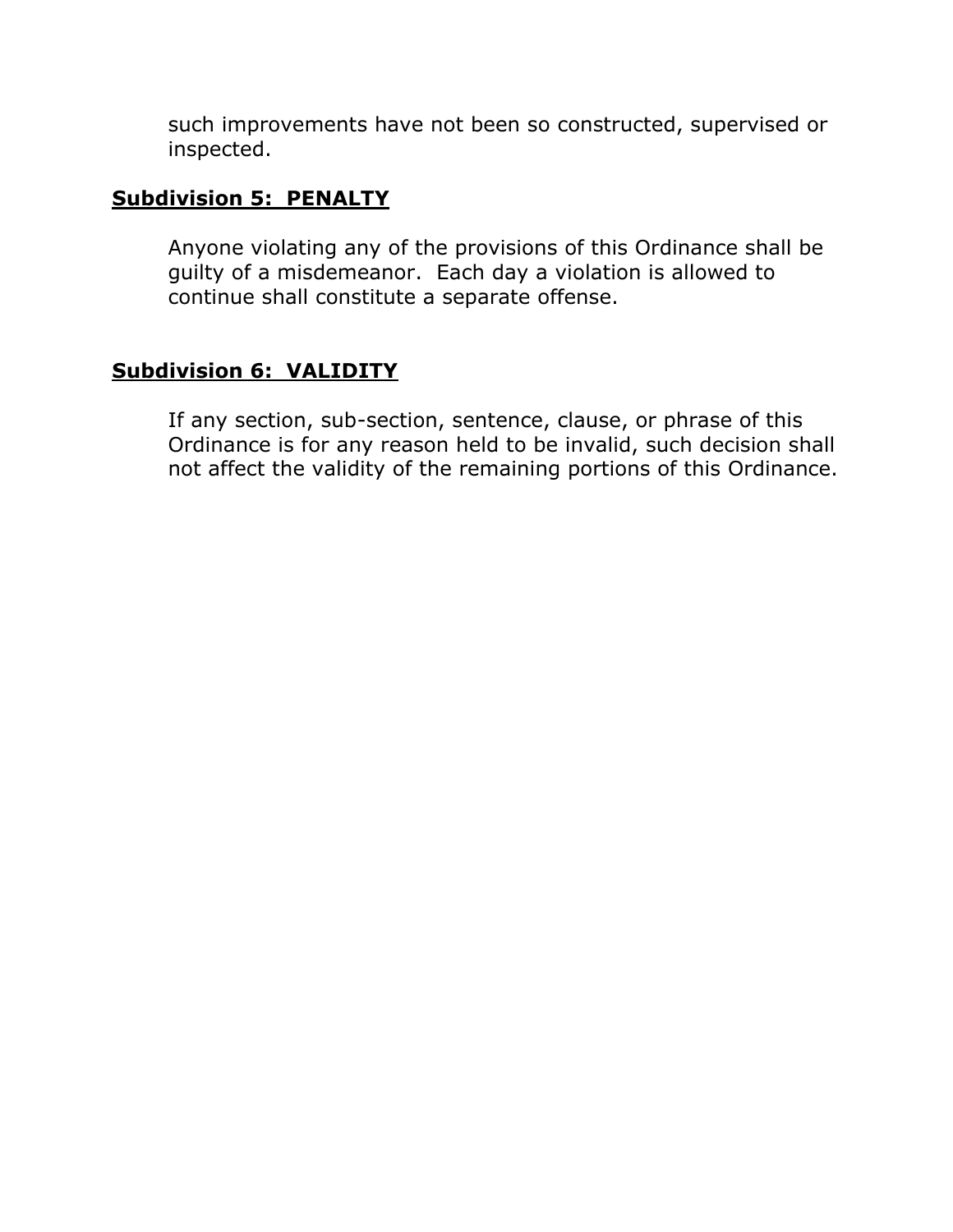such improvements have not been so constructed, supervised or inspected.

**Subdivision 5: PENALTY**

Anyone violating any of the provisions of this Ordinance shall be guilty of a misdemeanor. Each day a violation is allowed to continue shall constitute a separate offense.

**Subdivision 6: VALIDITY**

If any section, sub-section, sentence, clause, or phrase of this Ordinance is for any reason held to be invalid, such decision shall not affect the validity of the remaining portions of this Ordinance.